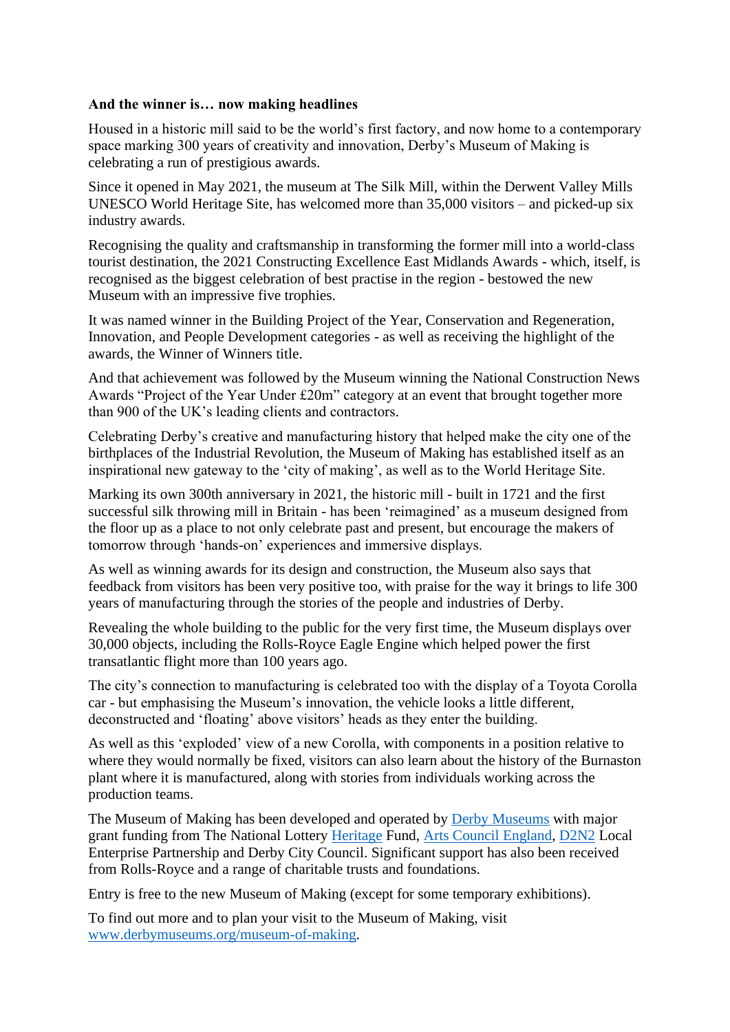**And the winner is… now making headlines**

Housed in a historic mill said to be the world's first factory, and now home to a contemporary space marking 300 years of creativity and innovation, Derby's Museum of Making is celebrating a run of prestigious awards.

Since it opened in May 2021, the museum at The Silk Mill, within the Derwent Valley Mills UNESCO World Heritage Site, has welcomed more than 35,000 visitors – and picked-up six industry awards.

Recognising the quality and craftsmanship in transforming the former mill into a world-class tourist destination, the 2021 Constructing Excellence East Midlands Awards - which, itself, is recognised as the biggest celebration of best practise in the region - bestowed the new Museum with an impressive five trophies.

It was named winner in the Building Project of the Year, Conservation and Regeneration, Innovation, and People Development categories - as well as receiving the highlight of the awards, the Winner of Winners title.

And that achievement was followed by the Museum winning the National Construction News Awards "Project of the Year Under £20m" category at an event that brought together more than 900 of the UK's leading clients and contractors.

Celebrating Derby's creative and manufacturing history that helped make the city one of the birthplaces of the Industrial Revolution, the Museum of Making has established itself as an inspirational new gateway to the 'city of making', as well as to the World Heritage Site.

Marking its own 300th anniversary in 2021, the historic mill - built in 1721 and the first successful silk throwing mill in Britain - has been 'reimagined' as a museum designed from the floor up as a place to not only celebrate past and present, but encourage the makers of tomorrow through 'hands-on' experiences and immersive displays.

As well as winning awards for its design and construction, the Museum also says that feedback from visitors has been very positive too, with praise for the way it brings to life 300 years of manufacturing through the stories of the people and industries of Derby.

Revealing the whole building to the public for the very first time, the Museum displays over 30,000 objects, including the Rolls-Royce Eagle Engine which helped power the first transatlantic flight more than 100 years ago.

The city's connection to manufacturing is celebrated too with the display of a Toyota Corolla car - but emphasising the Museum's innovation, the vehicle looks a little different, deconstructed and 'floating' above visitors' heads as they enter the building.

As well as this 'exploded' view of a new Corolla, with components in a position relative to where they would normally be fixed, visitors can also learn about the history of the Burnaston plant where it is manufactured, along with stories from individuals working across the production teams.

The Museum of Making has been developed and operated by [Derby Museums](https://www.derbymuseums.org) with major grant funding from The National Lottery [Heritage](https://www.heritagefund.org.uk) Fund, [Arts Council England](https://www.artscouncil.org.uk), [D2N2](https://d2n2lep.org) Local Enterprise Partnership and Derby City Council. Significant support has also been received from Rolls-Royce and a range of charitable trusts and foundations.

Entry is free to the new Museum of Making (except for some temporary exhibitions).

To find out more and to plan your visit to the Museum of Making, visit [www.derbymuseums.org/museum-of-making](https://www.derbymuseums.org/museum-of-making).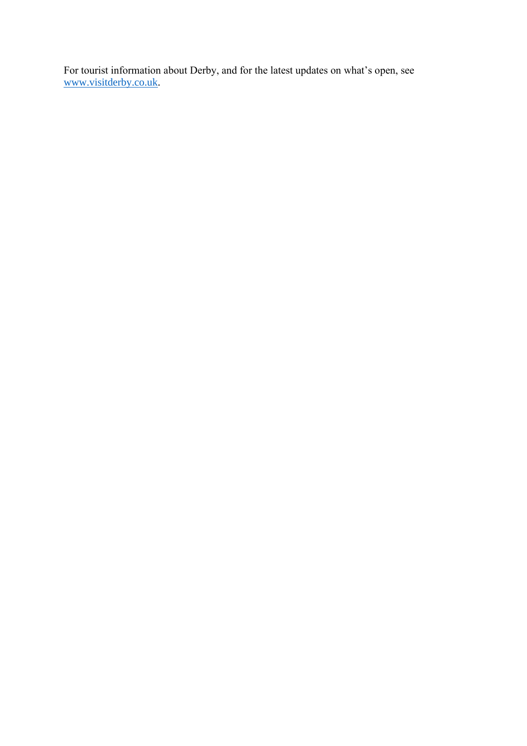For tourist information about Derby, and for the latest updates on what's open, see [www.visitderby.co.uk](http://www.visitderby.co.uk).